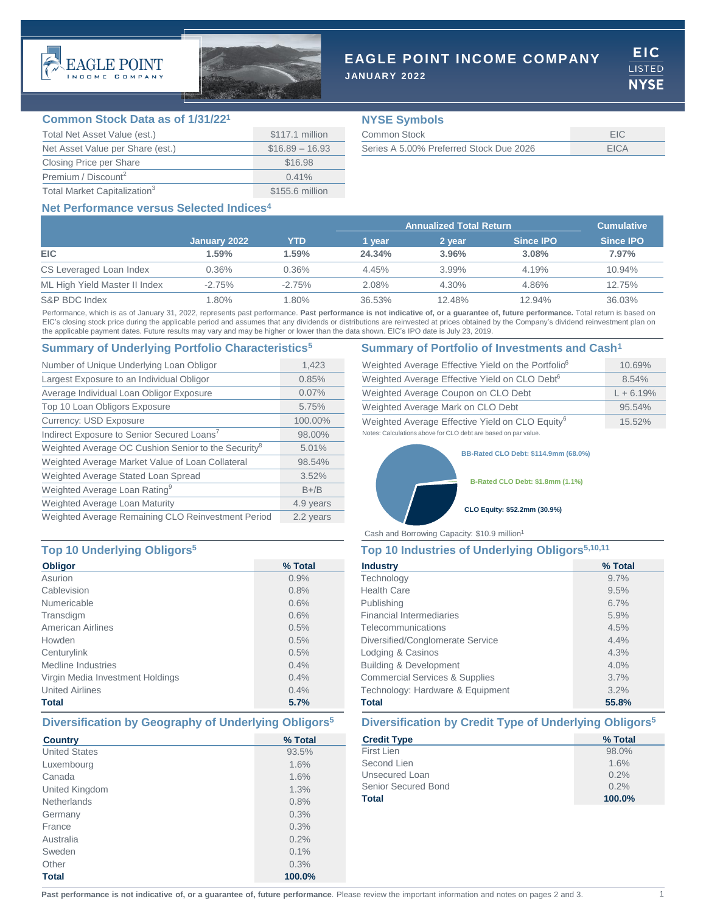# EAGLE POINT INCOME COMPANY

**JANUARY 2022**

EIC LISTED NYSE

## Common Stock Data as of 1/31/22[1]

| | |
|---|---|
| Total Net Asset Value (est.) | $117.1 million |
| Net Asset Value per Share (est.) | $16.89 – 16.93 |
| Closing Price per Share | $16.98 |
| Premium / Discount[2] | 0.41% |
| Total Market Capitalization[3] | $155.6 million |

## NYSE Symbols

| | |
|---|---|
| Common Stock | EIC |
| Series A 5.00% Preferred Stock Due 2026 | EICA |

## Net Performance versus Selected Indices[4]

| | | | Annualized Total Return | | | Cumulative |
|---|---|---|---|---|---|---|
| | January 2022 | YTD | 1 year | 2 year | Since IPO | Since IPO |
| **EIC** | **1.59%** | **1.59%** | **24.34%** | **3.96%** | **3.08%** | **7.97%** |
| CS Leveraged Loan Index | 0.36% | 0.36% | 4.45% | 3.99% | 4.19% | 10.94% |
| ML High Yield Master II Index | -2.75% | -2.75% | 2.08% | 4.30% | 4.86% | 12.75% |
| S&P BDC Index | 1.80% | 1.80% | 36.53% | 12.48% | 12.94% | 36.03% |

Performance, which is as of January 31, 2022, represents past performance. **Past performance is not indicative of, or a guarantee of, future performance.** Total return is based on EIC's closing stock price during the applicable period and assumes that any dividends or distributions are reinvested at prices obtained by the Company's dividend reinvestment plan on the applicable payment dates. Future results may vary and may be higher or lower than the data shown. EIC's IPO date is July 23, 2019.

## Summary of Underlying Portfolio Characteristics[5]

| | |
|---|---|
| Number of Unique Underlying Loan Obligor | 1,423 |
| Largest Exposure to an Individual Obligor | 0.85% |
| Average Individual Loan Obligor Exposure | 0.07% |
| Top 10 Loan Obligors Exposure | 5.75% |
| Currency: USD Exposure | 100.00% |
| Indirect Exposure to Senior Secured Loans[7] | 98.00% |
| Weighted Average OC Cushion Senior to the Security[8] | 5.01% |
| Weighted Average Market Value of Loan Collateral | 98.54% |
| Weighted Average Stated Loan Spread | 3.52% |
| Weighted Average Loan Rating[9] | B+/B |
| Weighted Average Loan Maturity | 4.9 years |
| Weighted Average Remaining CLO Reinvestment Period | 2.2 years |

## Summary of Portfolio of Investments and Cash[1]

| | |
|---|---|
| Weighted Average Effective Yield on the Portfolio[6] | 10.69% |
| Weighted Average Effective Yield on CLO Debt[6] | 8.54% |
| Weighted Average Coupon on CLO Debt | L + 6.19% |
| Weighted Average Mark on CLO Debt | 95.54% |
| Weighted Average Effective Yield on CLO Equity[6] | 15.52% |

Notes: Calculations above for CLO debt are based on par value.

BB-Rated CLO Debt: $114.9mm (68.0%)

B-Rated CLO Debt: $1.8mm (1.1%)

CLO Equity: $52.2mm (30.9%)

Cash and Borrowing Capacity: $10.9 million[1]

## Top 10 Underlying Obligors[5]

| Obligor | % Total |
|---|---|
| Asurion | 0.9% |
| Cablevision | 0.8% |
| Numericable | 0.6% |
| Transdigm | 0.6% |
| American Airlines | 0.5% |
| Howden | 0.5% |
| Centurylink | 0.5% |
| Medline Industries | 0.4% |
| Virgin Media Investment Holdings | 0.4% |
| United Airlines | 0.4% |
| **Total** | **5.7%** |

## Top 10 Industries of Underlying Obligors[5,10,11]

| Industry | % Total |
|---|---|
| Technology | 9.7% |
| Health Care | 9.5% |
| Publishing | 6.7% |
| Financial Intermediaries | 5.9% |
| Telecommunications | 4.5% |
| Diversified/Conglomerate Service | 4.4% |
| Lodging & Casinos | 4.3% |
| Building & Development | 4.0% |
| Commercial Services & Supplies | 3.7% |
| Technology: Hardware & Equipment | 3.2% |
| **Total** | **55.8%** |

## Diversification by Geography of Underlying Obligors[5]

| Country | % Total |
|---|---|
| United States | 93.5% |
| Luxembourg | 1.6% |
| Canada | 1.6% |
| United Kingdom | 1.3% |
| Netherlands | 0.8% |
| Germany | 0.3% |
| France | 0.3% |
| Australia | 0.2% |
| Sweden | 0.1% |
| Other | 0.3% |
| **Total** | **100.0%** |

## Diversification by Credit Type of Underlying Obligors[5]

| Credit Type | % Total |
|---|---|
| First Lien | 98.0% |
| Second Lien | 1.6% |
| Unsecured Loan | 0.2% |
| Senior Secured Bond | 0.2% |
| **Total** | **100.0%** |

**Past performance is not indicative of, or a guarantee of, future performance**. Please review the important information and notes on pages 2 and 3.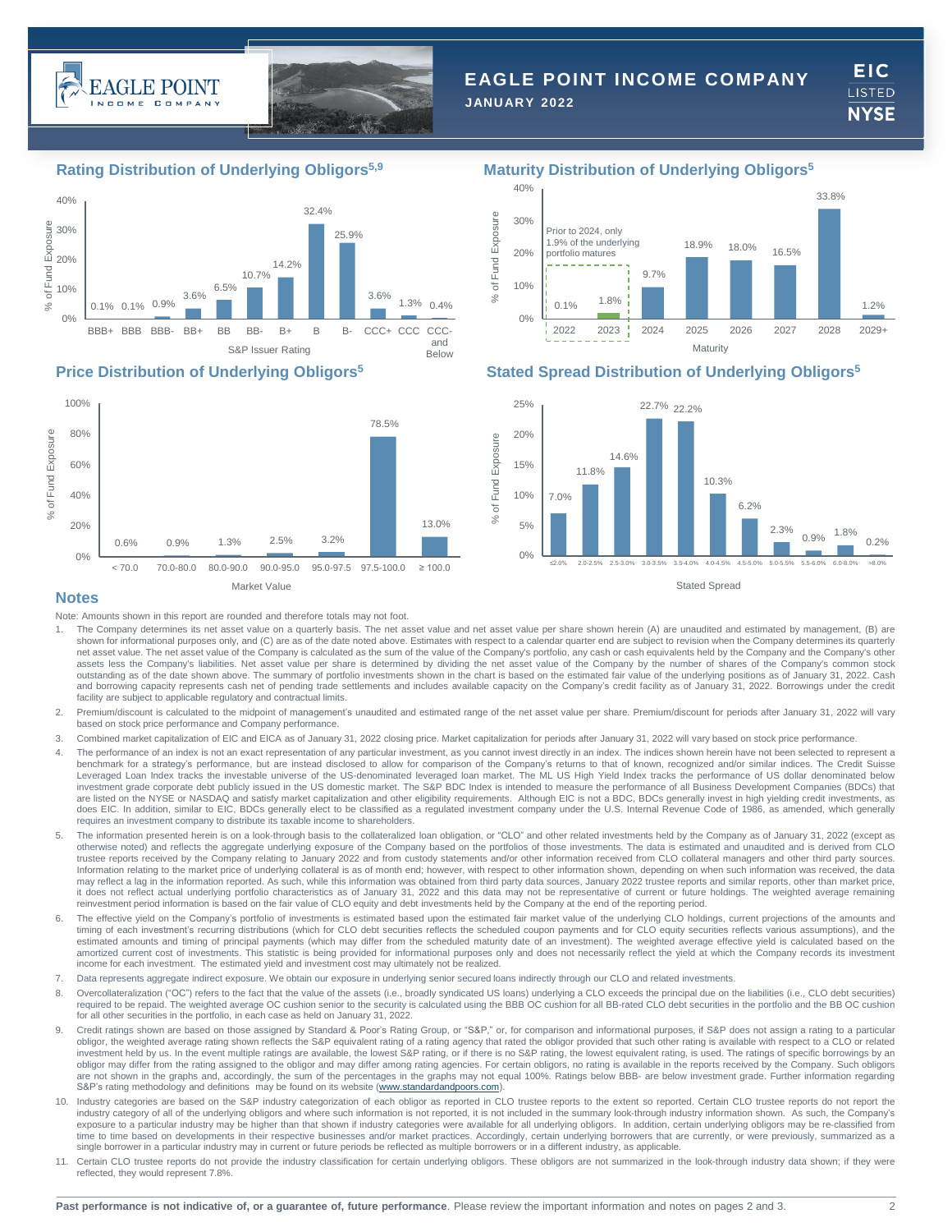# EAGLE POINT INCOME COMPANY

**JANUARY 2022**

## Rating Distribution of Underlying Obligors[5,9]

| S&P Issuer Rating | % of Fund Exposure |
|---|---|
| BBB+ | 0.1% |
| BBB | 0.1% |
| BBB- | 0.9% |
| BB+ | 3.6% |
| BB | 6.5% |
| BB- | 10.7% |
| B+ | 14.2% |
| B | 32.4% |
| B- | 25.9% |
| CCC+ | 3.6% |
| CCC | 1.3% |
| CCC- and Below | 0.4% |

## Maturity Distribution of Underlying Obligors[5]

Prior to 2024, only 1.9% of the underlying portfolio matures

| Maturity | % of Fund Exposure |
|---|---|
| 2022 | 0.1% |
| 2023 | 1.8% |
| 2024 | 9.7% |
| 2025 | 18.9% |
| 2026 | 18.0% |
| 2027 | 16.5% |
| 2028 | 33.8% |
| 2029+ | 1.2% |

## Price Distribution of Underlying Obligors[5]

| Market Value | % of Fund Exposure |
|---|---|
| < 70.0 | 0.6% |
| 70.0-80.0 | 0.9% |
| 80.0-90.0 | 1.3% |
| 90.0-95.0 | 2.5% |
| 95.0-97.5 | 3.2% |
| 97.5-100.0 | 78.5% |
| ≥ 100.0 | 13.0% |

## Stated Spread Distribution of Underlying Obligors[5]

| Stated Spread | % of Fund Exposure |
|---|---|
| ≤2.0% | 7.0% |
| 2.0-2.5% | 11.8% |
| 2.5-3.0% | 14.6% |
| 3.0-3.5% | 22.7% |
| 3.5-4.0% | 22.2% |
| 4.0-4.5% | 10.3% |
| 4.5-5.0% | 6.2% |
| 5.0-5.5% | 2.3% |
| 5.5-6.0% | 0.9% |
| 6.0-8.0% | 1.8% |
| >8.0% | 0.2% |

## Notes

Note: Amounts shown in this report are rounded and therefore totals may not foot.

1. The Company determines its net asset value on a quarterly basis. The net asset value and net asset value per share shown herein (A) are unaudited and estimated by management, (B) are shown for informational purposes only, and (C) are as of the date noted above. Estimates with respect to a calendar quarter end are subject to revision when the Company determines its quarterly net asset value. The net asset value of the Company is calculated as the sum of the value of the Company's portfolio, any cash or cash equivalents held by the Company and the Company's other assets less the Company's liabilities. Net asset value per share is determined by dividing the net asset value of the Company by the number of shares of the Company's common stock outstanding as of the date shown above. The summary of portfolio investments shown in the chart is based on the estimated fair value of the underlying positions as of January 31, 2022. Cash and borrowing capacity represents cash net of pending trade settlements and includes available capacity on the Company's credit facility as of January 31, 2022. Borrowings under the credit facility are subject to applicable regulatory and contractual limits.
2. Premium/discount is calculated to the midpoint of management's unaudited and estimated range of the net asset value per share. Premium/discount for periods after January 31, 2022 will vary based on stock price performance and Company performance.
3. Combined market capitalization of EIC and EICA as of January 31, 2022 closing price. Market capitalization for periods after January 31, 2022 will vary based on stock price performance.
4. The performance of an index is not an exact representation of any particular investment, as you cannot invest directly in an index. The indices shown herein have not been selected to represent a benchmark for a strategy's performance, but are instead disclosed to allow for comparison of the Company's returns to that of known, recognized and/or similar indices. The Credit Suisse Leveraged Loan Index tracks the investable universe of the US-denominated leveraged loan market. The ML US High Yield Index tracks the performance of US dollar denominated below investment grade corporate debt publicly issued in the US domestic market. The S&P BDC Index is intended to measure the performance of all Business Development Companies (BDCs) that are listed on the NYSE or NASDAQ and satisfy market capitalization and other eligibility requirements. Although EIC is not a BDC, BDCs generally invest in high yielding credit investments, as does EIC. In addition, similar to EIC, BDCs generally elect to be classified as a regulated investment company under the U.S. Internal Revenue Code of 1986, as amended, which generally requires an investment company to distribute its taxable income to shareholders.
5. The information presented herein is on a look-through basis to the collateralized loan obligation, or "CLO" and other related investments held by the Company as of January 31, 2022 (except as otherwise noted) and reflects the aggregate underlying exposure of the Company based on the portfolios of those investments. The data is estimated and unaudited and is derived from CLO trustee reports received by the Company relating to January 2022 and from custody statements and/or other information received from CLO collateral managers and other third party sources. Information relating to the market price of underlying collateral is as of month end; however, with respect to other information shown, depending on when such information was received, the data may reflect a lag in the information reported. As such, while this information was obtained from third party data sources, January 2022 trustee reports and similar reports, other than market price, it does not reflect actual underlying portfolio characteristics as of January 31, 2022 and this data may not be representative of current or future holdings. The weighted average remaining reinvestment period information is based on the fair value of CLO equity and debt investments held by the Company at the end of the reporting period.
6. The effective yield on the Company's portfolio of investments is estimated based upon the estimated fair market value of the underlying CLO holdings, current projections of the amounts and timing of each investment's recurring distributions (which for CLO debt securities reflects the scheduled coupon payments and for CLO equity securities reflects various assumptions), and the estimated amounts and timing of principal payments (which may differ from the scheduled maturity date of an investment). The weighted average effective yield is calculated based on the amortized current cost of investments. This statistic is being provided for informational purposes only and does not necessarily reflect the yield at which the Company records its investment income for each investment. The estimated yield and investment cost may ultimately not be realized.
7. Data represents aggregate indirect exposure. We obtain our exposure in underlying senior secured loans indirectly through our CLO and related investments.
8. Overcollateralization ("OC") refers to the fact that the value of the assets (i.e., broadly syndicated US loans) underlying a CLO exceeds the principal due on the liabilities (i.e., CLO debt securities) required to be repaid. The weighted average OC cushion senior to the security is calculated using the BBB OC cushion for all BBB-rated CLO debt securities in the portfolio and the BB OC cushion for all other securities in the portfolio, in each case as held on January 31, 2022.
9. Credit ratings shown are based on those assigned by Standard & Poor's Rating Group, or "S&P," or, for comparison and informational purposes, if S&P does not assign a rating to a particular obligor, the weighted average rating shown reflects the S&P equivalent rating of a rating agency that rated the obligor provided that such other rating is available with respect to a CLO or related investment held by us. In the event multiple ratings are available, the lowest S&P rating, or if there is no S&P rating, the lowest equivalent rating, is used. The ratings of specific borrowings by an obligor may differ from the rating assigned to the obligor and may differ among rating agencies. For certain obligors, no rating is available in the reports received by the Company. Such obligors are not shown in the graphs and, accordingly, the sum of the percentages in the graphs may not equal 100%. Ratings below BBB- are below investment grade. Further information regarding S&P's rating methodology and definitions may be found on its website (www.standardandpoors.com).
10. Industry categories are based on the S&P industry categorization of each obligor as reported in CLO trustee reports to the extent so reported. Certain CLO trustee reports do not report the industry category of all of the underlying obligors and where such information is not reported, it is not included in the summary look-through industry information shown. As such, the Company's exposure to a particular industry may be higher than that shown if industry categories were available for all underlying obligors. In addition, certain underlying obligors may be re-classified from time to time based on developments in their respective businesses and/or market practices. Accordingly, certain underlying borrowers that are currently, or were previously, summarized as a single borrower in a particular industry may in current or future periods be reflected as multiple borrowers or in a different industry, as applicable.
11. Certain CLO trustee reports do not provide the industry classification for certain underlying obligors. These obligors are not summarized in the look-through industry data shown; if they were reflected, they would represent 7.8%.

**Past performance is not indicative of, or a guarantee of, future performance**. Please review the important information and notes on pages 2 and 3.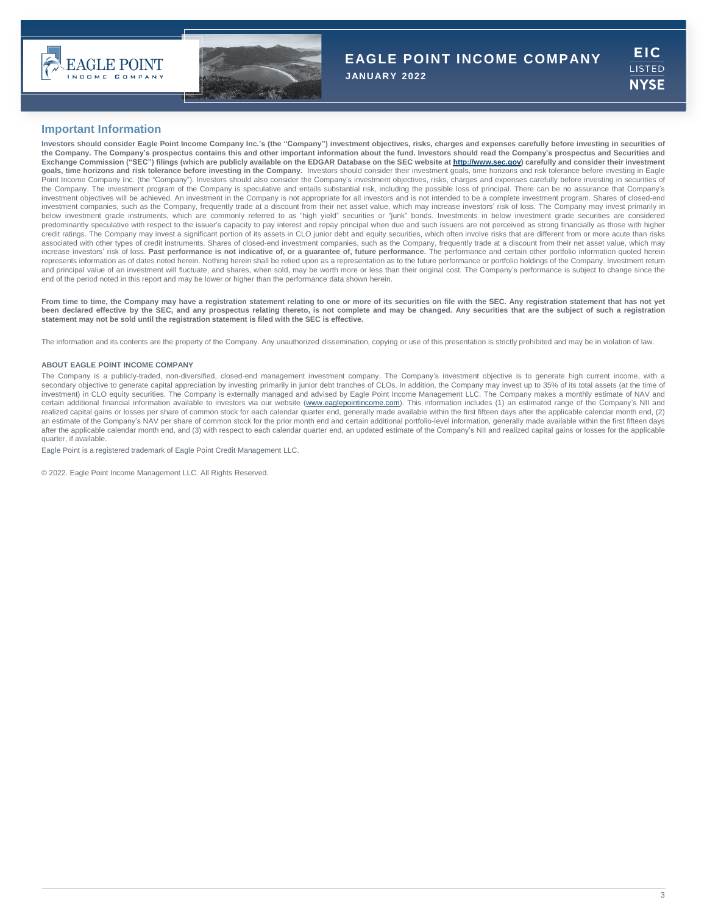# EAGLE POINT INCOME COMPANY

**JANUARY 2022**

EIC LISTED NYSE

## Important Information

**Investors should consider Eagle Point Income Company Inc.'s (the "Company") investment objectives, risks, charges and expenses carefully before investing in securities of the Company. The Company's prospectus contains this and other important information about the fund. Investors should read the Company's prospectus and Securities and Exchange Commission ("SEC") filings (which are publicly available on the EDGAR Database on the SEC website at http://www.sec.gov) carefully and consider their investment goals, time horizons and risk tolerance before investing in the Company.** Investors should consider their investment goals, time horizons and risk tolerance before investing in Eagle Point Income Company Inc. (the "Company"). Investors should also consider the Company's investment objectives, risks, charges and expenses carefully before investing in securities of the Company. The investment program of the Company is speculative and entails substantial risk, including the possible loss of principal. There can be no assurance that Company's investment objectives will be achieved. An investment in the Company is not appropriate for all investors and is not intended to be a complete investment program. Shares of closed-end investment companies, such as the Company, frequently trade at a discount from their net asset value, which may increase investors' risk of loss. The Company may invest primarily in below investment grade instruments, which are commonly referred to as "high yield" securities or "junk" bonds. Investments in below investment grade securities are considered predominantly speculative with respect to the issuer's capacity to pay interest and repay principal when due and such issuers are not perceived as strong financially as those with higher credit ratings. The Company may invest a significant portion of its assets in CLO junior debt and equity securities, which often involve risks that are different from or more acute than risks associated with other types of credit instruments. Shares of closed-end investment companies, such as the Company, frequently trade at a discount from their net asset value, which may increase investors' risk of loss. **Past performance is not indicative of, or a guarantee of, future performance.** The performance and certain other portfolio information quoted herein represents information as of dates noted herein. Nothing herein shall be relied upon as a representation as to the future performance or portfolio holdings of the Company. Investment return and principal value of an investment will fluctuate, and shares, when sold, may be worth more or less than their original cost. The Company's performance is subject to change since the end of the period noted in this report and may be lower or higher than the performance data shown herein.

**From time to time, the Company may have a registration statement relating to one or more of its securities on file with the SEC. Any registration statement that has not yet been declared effective by the SEC, and any prospectus relating thereto, is not complete and may be changed. Any securities that are the subject of such a registration statement may not be sold until the registration statement is filed with the SEC is effective.**

The information and its contents are the property of the Company. Any unauthorized dissemination, copying or use of this presentation is strictly prohibited and may be in violation of law.

**ABOUT EAGLE POINT INCOME COMPANY**

The Company is a publicly-traded, non-diversified, closed-end management investment company. The Company's investment objective is to generate high current income, with a secondary objective to generate capital appreciation by investing primarily in junior debt tranches of CLOs. In addition, the Company may invest up to 35% of its total assets (at the time of investment) in CLO equity securities. The Company is externally managed and advised by Eagle Point Income Management LLC. The Company makes a monthly estimate of NAV and certain additional financial information available to investors via our website (www.eaglepointincome.com). This information includes (1) an estimated range of the Company's NII and realized capital gains or losses per share of common stock for each calendar quarter end, generally made available within the first fifteen days after the applicable calendar month end, (2) an estimate of the Company's NAV per share of common stock for the prior month end and certain additional portfolio-level information, generally made available within the first fifteen days after the applicable calendar month end, and (3) with respect to each calendar quarter end, an updated estimate of the Company's NII and realized capital gains or losses for the applicable quarter, if available.

Eagle Point is a registered trademark of Eagle Point Credit Management LLC.

© 2022. Eagle Point Income Management LLC. All Rights Reserved.